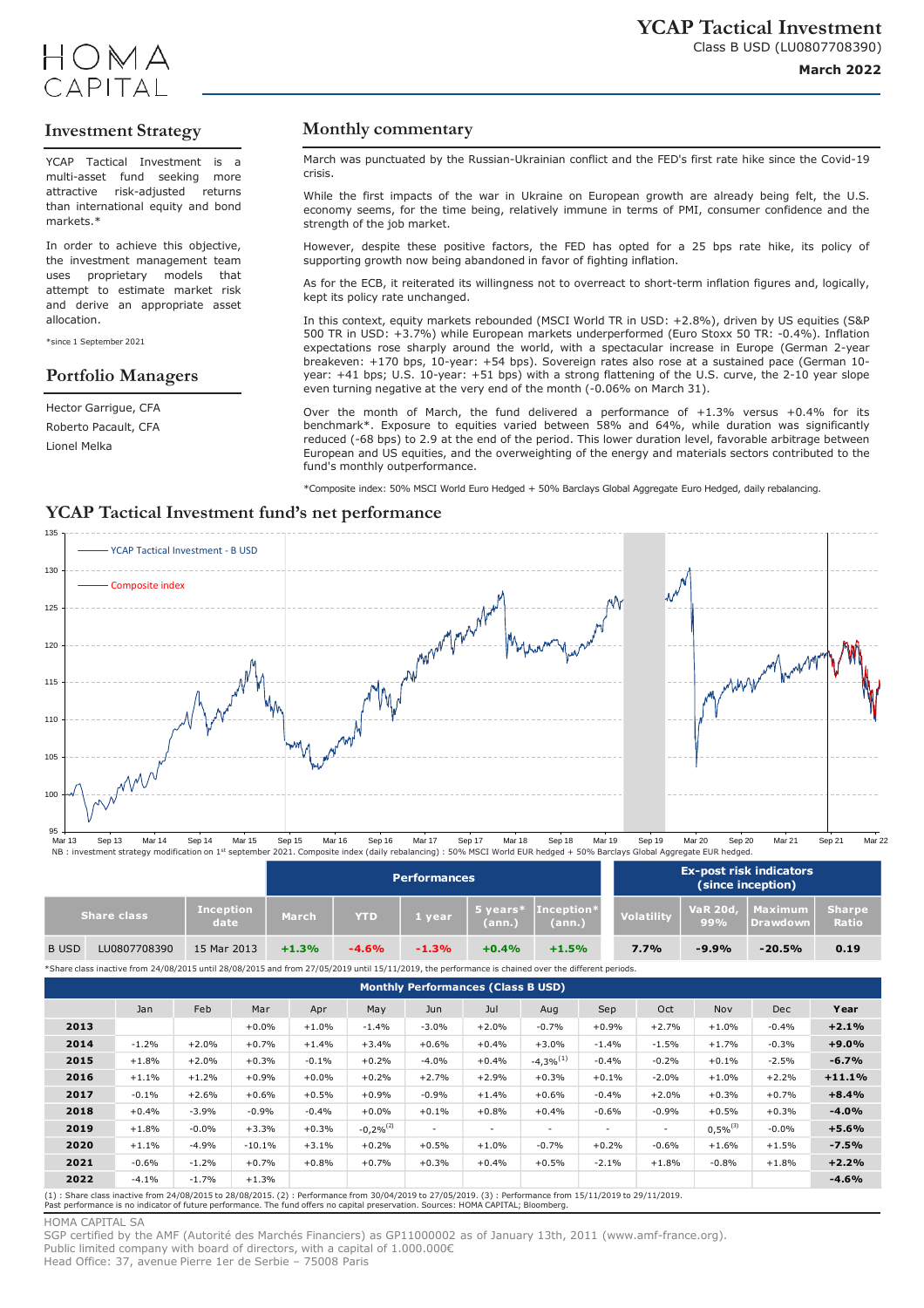# YCAP Tactical Investment

Class B USD (LU0807708390)

**March 2022**

## Investment Strategy

YCAP Tactical Investment is a multi-asset fund seeking more attractive risk-adjusted returns than international equity and bond markets.*

In order to achieve this objective, the investment management team uses proprietary models that attempt to estimate market risk and derive an appropriate asset allocation.

*since 1 September 2021

## Portfolio Managers

Hector Garrigue, CFA
Roberto Pacault, CFA
Lionel Melka

## Monthly commentary

March was punctuated by the Russian-Ukrainian conflict and the FED's first rate hike since the Covid-19 crisis.

While the first impacts of the war in Ukraine on European growth are already being felt, the U.S. economy seems, for the time being, relatively immune in terms of PMI, consumer confidence and the strength of the job market.

However, despite these positive factors, the FED has opted for a 25 bps rate hike, its policy of supporting growth now being abandoned in favor of fighting inflation.

As for the ECB, it reiterated its willingness not to overreact to short-term inflation figures and, logically, kept its policy rate unchanged.

In this context, equity markets rebounded (MSCI World TR in USD: +2.8%), driven by US equities (S&P 500 TR in USD: +3.7%) while European markets underperformed (Euro Stoxx 50 TR: -0.4%). Inflation expectations rose sharply around the world, with a spectacular increase in Europe (German 2-year breakeven: +170 bps, 10-year: +54 bps). Sovereign rates also rose at a sustained pace (German 10-year: +41 bps; U.S. 10-year: +51 bps) with a strong flattening of the U.S. curve, the 2-10 year slope even turning negative at the very end of the month (-0.06% on March 31).

Over the month of March, the fund delivered a performance of +1.3% versus +0.4% for its benchmark*. Exposure to equities varied between 58% and 64%, while duration was significantly reduced (-68 bps) to 2.9 at the end of the period. This lower duration level, favorable arbitrage between European and US equities, and the overweighting of the energy and materials sectors contributed to the fund's monthly outperformance.

*Composite index: 50% MSCI World Euro Hedged + 50% Barclays Global Aggregate Euro Hedged, daily rebalancing.

## YCAP Tactical Investment fund's net performance

NB : investment strategy modification on 1st september 2021. Composite index (daily rebalancing) : 50% MSCI World EUR hedged + 50% Barclays Global Aggregate EUR hedged.

| Share class | | Inception date | Performances | | | | | Ex-post risk indicators (since inception) | | | |
|---|---|---|---|---|---|---|---|---|---|---|---|
| | | | March | YTD | 1 year | 5 years* (ann.) | Inception* (ann.) | Volatility | VaR 20d, 99% | Maximum Drawdown | Sharpe Ratio |
| B USD | LU0807708390 | 15 Mar 2013 | **+1.3%** | **-4.6%** | **-1.3%** | **+0.4%** | **+1.5%** | **7.7%** | **-9.9%** | **-20.5%** | **0.19** |

*Share class inactive from 24/08/2015 until 28/08/2015 and from 27/05/2019 until 15/11/2019, the performance is chained over the different periods.

**Monthly Performances (Class B USD)**

| | Jan | Feb | Mar | Apr | May | Jun | Jul | Aug | Sep | Oct | Nov | Dec | Year |
|---|---|---|---|---|---|---|---|---|---|---|---|---|---|
| **2013** | | | +0.0% | +1.0% | -1.4% | -3.0% | +2.0% | -0.7% | +0.9% | +2.7% | +1.0% | -0.4% | **+2.1%** |
| **2014** | -1.2% | +2.0% | +0.7% | +1.4% | +3.4% | +0.6% | +0.4% | +3.0% | -1.4% | -1.5% | +1.7% | -0.3% | **+9.0%** |
| **2015** | +1.8% | +2.0% | +0.3% | -0.1% | +0.2% | -4.0% | +0.4% | -4,3%(1) | -0.4% | -0.2% | +0.1% | -2.5% | **-6.7%** |
| **2016** | +1.1% | +1.2% | +0.9% | +0.0% | +0.2% | +2.7% | +2.9% | +0.3% | +0.1% | -2.0% | +1.0% | +2.2% | **+11.1%** |
| **2017** | -0.1% | +2.6% | +0.6% | +0.5% | +0.9% | -0.9% | +1.4% | +0.6% | -0.4% | +2.0% | +0.3% | +0.7% | **+8.4%** |
| **2018** | +0.4% | -3.9% | -0.9% | -0.4% | +0.0% | +0.1% | +0.8% | +0.4% | -0.6% | -0.9% | +0.5% | +0.3% | **-4.0%** |
| **2019** | +1.8% | -0.0% | +3.3% | +0.3% | -0,2%(2) | - | - | - | - | - | 0,5%(3) | -0.0% | **+5.6%** |
| **2020** | +1.1% | -4.9% | -10.1% | +3.1% | +0.2% | +0.5% | +1.0% | -0.7% | +0.2% | -0.6% | +1.6% | +1.5% | **-7.5%** |
| **2021** | -0.6% | -1.2% | +0.7% | +0.8% | +0.7% | +0.3% | +0.4% | +0.5% | -2.1% | +1.8% | -0.8% | +1.8% | **+2.2%** |
| **2022** | -4.1% | -1.7% | +1.3% | | | | | | | | | | **-4.6%** |

(1) : Share class inactive from 24/08/2015 to 28/08/2015. (2) : Performance from 30/04/2019 to 27/05/2019. (3) : Performance from 15/11/2019 to 29/11/2019.
Past performance is no indicator of future performance. The fund offers no capital preservation. Sources: HOMA CAPITAL; Bloomberg.

HOMA CAPITAL SA
SGP certified by the AMF (Autorité des Marchés Financiers) as GP11000002 as of January 13th, 2011 (www.amf-france.org).
Public limited company with board of directors, with a capital of 1.000.000€
Head Office: 37, avenue Pierre 1er de Serbie – 75008 Paris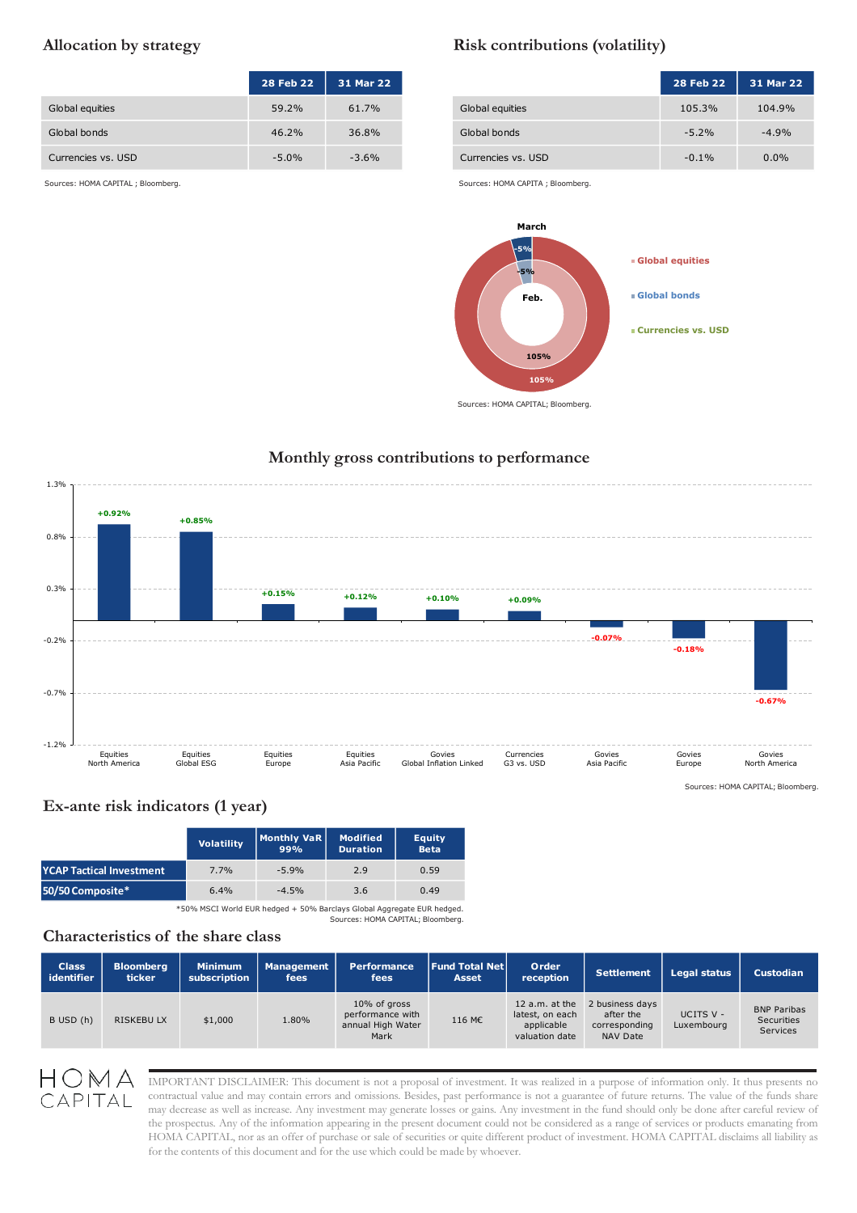## Allocation by strategy

| | 28 Feb 22 | 31 Mar 22 |
|---|---|---|
| Global equities | 59.2% | 61.7% |
| Global bonds | 46.2% | 36.8% |
| Currencies vs. USD | -5.0% | -3.6% |

Sources: HOMA CAPITAL ; Bloomberg.

## Risk contributions (volatility)

| | 28 Feb 22 | 31 Mar 22 |
|---|---|---|
| Global equities | 105.3% | 104.9% |
| Global bonds | -5.2% | -4.9% |
| Currencies vs. USD | -0.1% | 0.0% |

Sources: HOMA CAPITA ; Bloomberg.

March

Feb.

-5%

-5%

105%

105%

Global equities

Global bonds

Currencies vs. USD

Sources: HOMA CAPITAL; Bloomberg.

## Monthly gross contributions to performance

1.3%
0.8%
0.3%
-0.2%
-0.7%
-1.2%

Equities North America: +0.92%
Equities Global ESG: +0.85%
Equities Europe: +0.15%
Equities Asia Pacific: +0.12%
Govies Global Inflation Linked: +0.10%
Currencies G3 vs. USD: +0.09%
Govies Asia Pacific: -0.07%
Govies Europe: -0.18%
Govies North America: -0.67%

Sources: HOMA CAPITAL; Bloomberg.

## Ex-ante risk indicators (1 year)

| | Volatility | Monthly VaR 99% | Modified Duration | Equity Beta |
|---|---|---|---|---|
| YCAP Tactical Investment | 7.7% | -5.9% | 2.9 | 0.59 |
| 50/50 Composite* | 6.4% | -4.5% | 3.6 | 0.49 |

*50% MSCI World EUR hedged + 50% Barclays Global Aggregate EUR hedged.
Sources: HOMA CAPITAL; Bloomberg.

## Characteristics of the share class

| Class identifier | Bloomberg ticker | Minimum subscription | Management fees | Performance fees | Fund Total Net Asset | Order reception | Settlement | Legal status | Custodian |
|---|---|---|---|---|---|---|---|---|---|
| B USD (h) | RISKEBU LX | $1,000 | 1.80% | 10% of gross performance with annual High Water Mark | 116 M€ | 12 a.m. at the latest, on each applicable valuation date | 2 business days after the corresponding NAV Date | UCITS V - Luxembourg | BNP Paribas Securities Services |

HOMA CAPITAL

IMPORTANT DISCLAIMER: This document is not a proposal of investment. It was realized in a purpose of information only. It thus presents no contractual value and may contain errors and omissions. Besides, past performance is not a guarantee of future returns. The value of the funds share may decrease as well as increase. Any investment may generate losses or gains. Any investment in the fund should only be done after careful review of the prospectus. Any of the information appearing in the present document could not be considered as a range of services or products emanating from HOMA CAPITAL, nor as an offer of purchase or sale of securities or quite different product of investment. HOMA CAPITAL disclaims all liability as for the contents of this document and for the use which could be made by whoever.